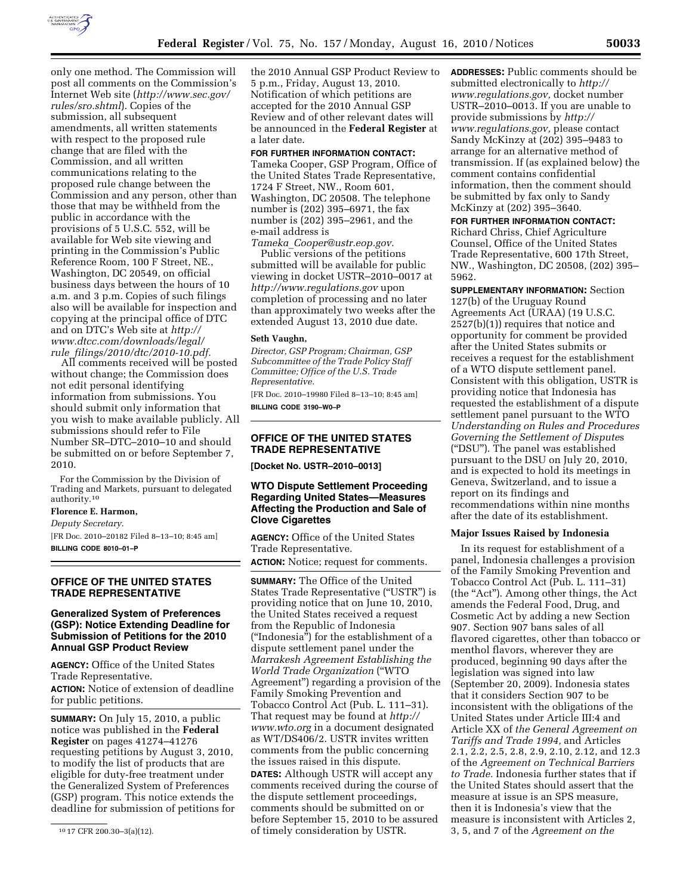only one method. The Commission will post all comments on the Commission's Internet Web site (*http://www.sec.gov/rules/sro.shtml*). Copies of the submission, all subsequent amendments, all written statements with respect to the proposed rule change that are filed with the Commission, and all written communications relating to the proposed rule change between the Commission and any person, other than those that may be withheld from the public in accordance with the provisions of 5 U.S.C. 552, will be available for Web site viewing and printing in the Commission's Public Reference Room, 100 F Street, NE., Washington, DC 20549, on official business days between the hours of 10 a.m. and 3 p.m. Copies of such filings also will be available for inspection and copying at the principal office of DTC and on DTC's Web site at *http://www.dtcc.com/downloads/legal/rule_filings/2010/dtc/2010-10.pdf.*

All comments received will be posted without change; the Commission does not edit personal identifying information from submissions. You should submit only information that you wish to make available publicly. All submissions should refer to File Number SR–DTC–2010–10 and should be submitted on or before September 7, 2010.

For the Commission by the Division of Trading and Markets, pursuant to delegated authority.[10]

**Florence E. Harmon,**

*Deputy Secretary.*

[FR Doc. 2010–20182 Filed 8–13–10; 8:45 am]

**BILLING CODE 8010–01–P**

[10] 17 CFR 200.30–3(a)(12).

## OFFICE OF THE UNITED STATES TRADE REPRESENTATIVE

### Generalized System of Preferences (GSP): Notice Extending Deadline for Submission of Petitions for the 2010 Annual GSP Product Review

**AGENCY:** Office of the United States Trade Representative.

**ACTION:** Notice of extension of deadline for public petitions.

**SUMMARY:** On July 15, 2010, a public notice was published in the **Federal Register** on pages 41274–41276 requesting petitions by August 3, 2010, to modify the list of products that are eligible for duty-free treatment under the Generalized System of Preferences (GSP) program. This notice extends the deadline for submission of petitions for the 2010 Annual GSP Product Review to 5 p.m., Friday, August 13, 2010. Notification of which petitions are accepted for the 2010 Annual GSP Review and of other relevant dates will be announced in the **Federal Register** at a later date.

**FOR FURTHER INFORMATION CONTACT:** Tameka Cooper, GSP Program, Office of the United States Trade Representative, 1724 F Street, NW., Room 601, Washington, DC 20508. The telephone number is (202) 395–6971, the fax number is (202) 395–2961, and the e-mail address is *Tameka_Cooper@ustr.eop.gov.*

Public versions of the petitions submitted will be available for public viewing in docket USTR–2010–0017 at *http://www.regulations.gov* upon completion of processing and no later than approximately two weeks after the extended August 13, 2010 due date.

**Seth Vaughn,**

*Director, GSP Program; Chairman, GSP Subcommittee of the Trade Policy Staff Committee; Office of the U.S. Trade Representative.*

[FR Doc. 2010–19980 Filed 8–13–10; 8:45 am]

**BILLING CODE 3190–W0–P**

## OFFICE OF THE UNITED STATES TRADE REPRESENTATIVE

**[Docket No. USTR–2010–0013]**

### WTO Dispute Settlement Proceeding Regarding United States—Measures Affecting the Production and Sale of Clove Cigarettes

**AGENCY:** Office of the United States Trade Representative.

**ACTION:** Notice; request for comments.

**SUMMARY:** The Office of the United States Trade Representative ("USTR") is providing notice that on June 10, 2010, the United States received a request from the Republic of Indonesia ("Indonesia") for the establishment of a dispute settlement panel under the *Marrakesh Agreement Establishing the World Trade Organization* ("WTO Agreement") regarding a provision of the Family Smoking Prevention and Tobacco Control Act (Pub. L. 111–31). That request may be found at *http://www.wto.org* in a document designated as WT/DS406/2. USTR invites written comments from the public concerning the issues raised in this dispute.

**DATES:** Although USTR will accept any comments received during the course of the dispute settlement proceedings, comments should be submitted on or before September 15, 2010 to be assured of timely consideration by USTR.

**ADDRESSES:** Public comments should be submitted electronically to *http://www.regulations.gov,* docket number USTR–2010–0013. If you are unable to provide submissions by *http://www.regulations.gov,* please contact Sandy McKinzy at (202) 395–9483 to arrange for an alternative method of transmission. If (as explained below) the comment contains confidential information, then the comment should be submitted by fax only to Sandy McKinzy at (202) 395–3640.

**FOR FURTHER INFORMATION CONTACT:** Richard Chriss, Chief Agriculture Counsel, Office of the United States Trade Representative, 600 17th Street, NW., Washington, DC 20508, (202) 395–5962.

**SUPPLEMENTARY INFORMATION:** Section 127(b) of the Uruguay Round Agreements Act (URAA) (19 U.S.C. 2527(b)(1)) requires that notice and opportunity for comment be provided after the United States submits or receives a request for the establishment of a WTO dispute settlement panel. Consistent with this obligation, USTR is providing notice that Indonesia has requested the establishment of a dispute settlement panel pursuant to the WTO *Understanding on Rules and Procedures Governing the Settlement of Disputes* ("DSU"). The panel was established pursuant to the DSU on July 20, 2010, and is expected to hold its meetings in Geneva, Switzerland, and to issue a report on its findings and recommendations within nine months after the date of its establishment.

#### Major Issues Raised by Indonesia

In its request for establishment of a panel, Indonesia challenges a provision of the Family Smoking Prevention and Tobacco Control Act (Pub. L. 111–31) (the "Act"). Among other things, the Act amends the Federal Food, Drug, and Cosmetic Act by adding a new Section 907. Section 907 bans sales of all flavored cigarettes, other than tobacco or menthol flavors, wherever they are produced, beginning 90 days after the legislation was signed into law (September 20, 2009). Indonesia states that it considers Section 907 to be inconsistent with the obligations of the United States under Article III:4 and Article XX of *the General Agreement on Tariffs and Trade 1994,* and Articles 2.1, 2.2, 2.5, 2.8, 2.9, 2.10, 2.12, and 12.3 of the *Agreement on Technical Barriers to Trade.* Indonesia further states that if the United States should assert that the measure at issue is an SPS measure, then it is Indonesia's view that the measure is inconsistent with Articles 2, 3, 5, and 7 of the *Agreement on the*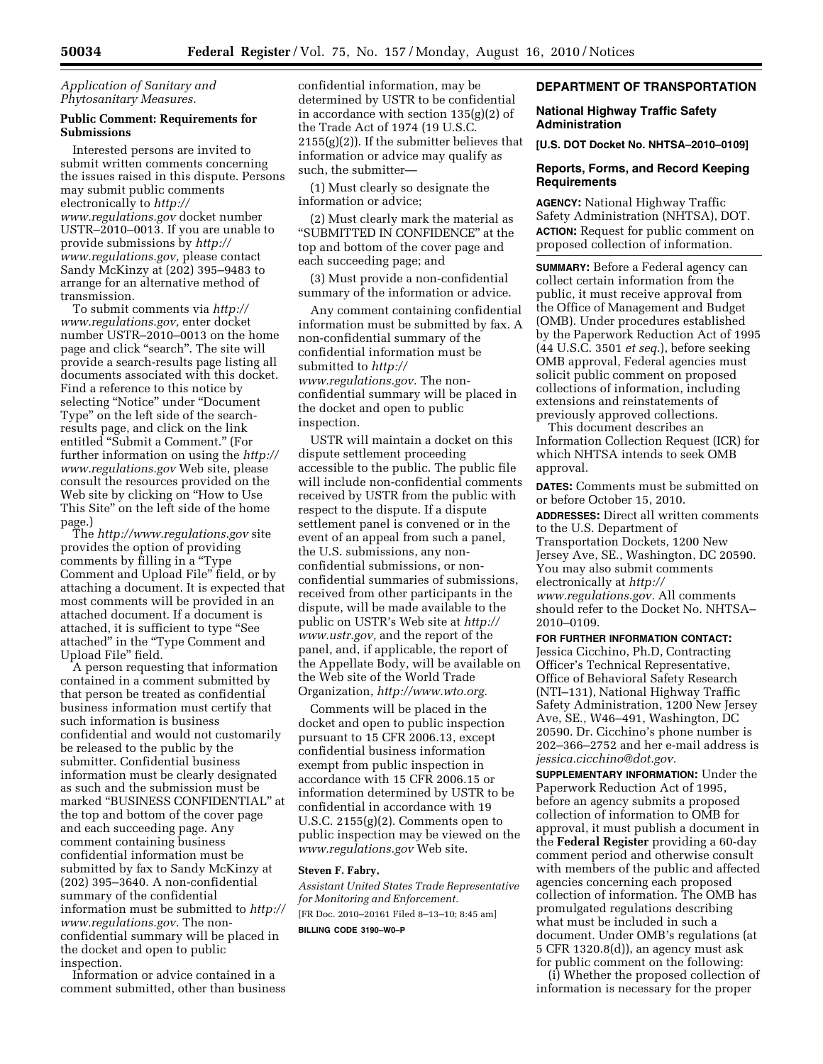*Application of Sanitary and Phytosanitary Measures.*

## Public Comment: Requirements for Submissions

Interested persons are invited to submit written comments concerning the issues raised in this dispute. Persons may submit public comments electronically to *http://www.regulations.gov* docket number USTR–2010–0013. If you are unable to provide submissions by *http://www.regulations.gov,* please contact Sandy McKinzy at (202) 395–9483 to arrange for an alternative method of transmission.

To submit comments via *http://www.regulations.gov,* enter docket number USTR–2010–0013 on the home page and click "search". The site will provide a search-results page listing all documents associated with this docket. Find a reference to this notice by selecting "Notice" under "Document Type" on the left side of the search-results page, and click on the link entitled "Submit a Comment." (For further information on using the *http://www.regulations.gov* Web site, please consult the resources provided on the Web site by clicking on "How to Use This Site" on the left side of the home page.)

The *http://www.regulations.gov* site provides the option of providing comments by filling in a "Type Comment and Upload File" field, or by attaching a document. It is expected that most comments will be provided in an attached document. If a document is attached, it is sufficient to type "See attached" in the "Type Comment and Upload File" field.

A person requesting that information contained in a comment submitted by that person be treated as confidential business information must certify that such information is business confidential and would not customarily be released to the public by the submitter. Confidential business information must be clearly designated as such and the submission must be marked "BUSINESS CONFIDENTIAL" at the top and bottom of the cover page and each succeeding page. Any comment containing business confidential information must be submitted by fax to Sandy McKinzy at (202) 395–3640. A non-confidential summary of the confidential information must be submitted to *http://www.regulations.gov.* The non-confidential summary will be placed in the docket and open to public inspection.

Information or advice contained in a comment submitted, other than business confidential information, may be determined by USTR to be confidential in accordance with section 135(g)(2) of the Trade Act of 1974 (19 U.S.C. 2155(g)(2)). If the submitter believes that information or advice may qualify as such, the submitter—

(1) Must clearly so designate the information or advice;

(2) Must clearly mark the material as "SUBMITTED IN CONFIDENCE" at the top and bottom of the cover page and each succeeding page; and

(3) Must provide a non-confidential summary of the information or advice.

Any comment containing confidential information must be submitted by fax. A non-confidential summary of the confidential information must be submitted to *http://www.regulations.gov.* The non-confidential summary will be placed in the docket and open to public inspection.

USTR will maintain a docket on this dispute settlement proceeding accessible to the public. The public file will include non-confidential comments received by USTR from the public with respect to the dispute. If a dispute settlement panel is convened or in the event of an appeal from such a panel, the U.S. submissions, any non-confidential submissions, or non-confidential summaries of submissions, received from other participants in the dispute, will be made available to the public on USTR's Web site at *http://www.ustr.gov,* and the report of the panel, and, if applicable, the report of the Appellate Body, will be available on the Web site of the World Trade Organization, *http://www.wto.org.*

Comments will be placed in the docket and open to public inspection pursuant to 15 CFR 2006.13, except confidential business information exempt from public inspection in accordance with 15 CFR 2006.15 or information determined by USTR to be confidential in accordance with 19 U.S.C. 2155(g)(2). Comments open to public inspection may be viewed on the *www.regulations.gov* Web site.

**Steven F. Fabry,**

*Assistant United States Trade Representative for Monitoring and Enforcement.*

[FR Doc. 2010–20161 Filed 8–13–10; 8:45 am]

**BILLING CODE 3190–W0–P**

## DEPARTMENT OF TRANSPORTATION

### National Highway Traffic Safety Administration

**[U.S. DOT Docket No. NHTSA–2010–0109]**

### Reports, Forms, and Record Keeping Requirements

**AGENCY:** National Highway Traffic Safety Administration (NHTSA), DOT.

**ACTION:** Request for public comment on proposed collection of information.

**SUMMARY:** Before a Federal agency can collect certain information from the public, it must receive approval from the Office of Management and Budget (OMB). Under procedures established by the Paperwork Reduction Act of 1995 (44 U.S.C. 3501 *et seq.*), before seeking OMB approval, Federal agencies must solicit public comment on proposed collections of information, including extensions and reinstatements of previously approved collections.

This document describes an Information Collection Request (ICR) for which NHTSA intends to seek OMB approval.

**DATES:** Comments must be submitted on or before October 15, 2010.

**ADDRESSES:** Direct all written comments to the U.S. Department of Transportation Dockets, 1200 New Jersey Ave, SE., Washington, DC 20590. You may also submit comments electronically at *http://www.regulations.gov.* All comments should refer to the Docket No. NHTSA–2010–0109.

**FOR FURTHER INFORMATION CONTACT:** Jessica Cicchino, Ph.D, Contracting Officer's Technical Representative, Office of Behavioral Safety Research (NTI–131), National Highway Traffic Safety Administration, 1200 New Jersey Ave, SE., W46–491, Washington, DC 20590. Dr. Cicchino's phone number is 202–366–2752 and her e-mail address is *jessica.cicchino@dot.gov.*

**SUPPLEMENTARY INFORMATION:** Under the Paperwork Reduction Act of 1995, before an agency submits a proposed collection of information to OMB for approval, it must publish a document in the **Federal Register** providing a 60-day comment period and otherwise consult with members of the public and affected agencies concerning each proposed collection of information. The OMB has promulgated regulations describing what must be included in such a document. Under OMB's regulations (at 5 CFR 1320.8(d)), an agency must ask for public comment on the following:

(i) Whether the proposed collection of information is necessary for the proper